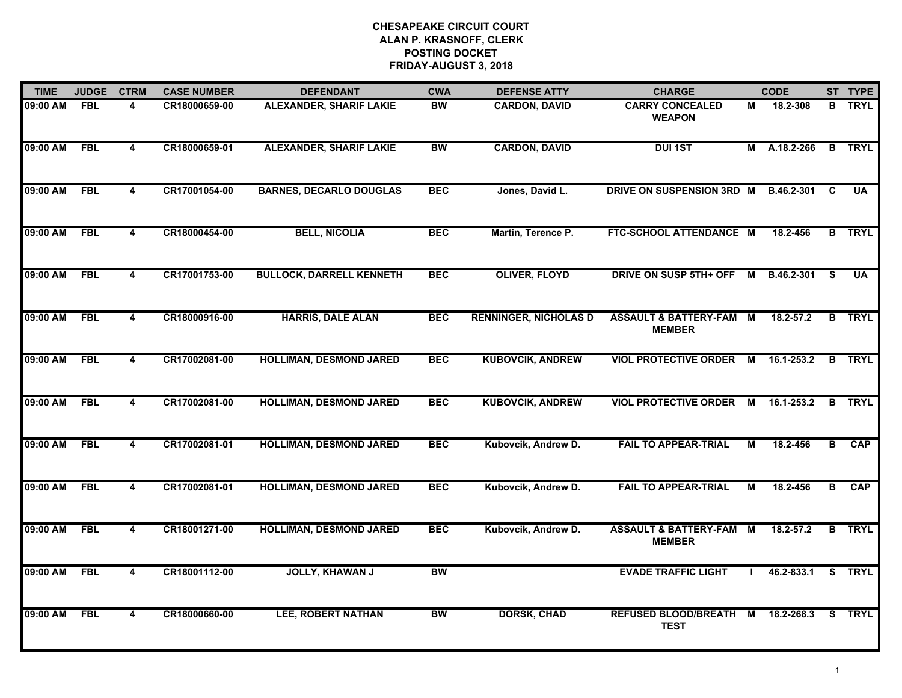**CHESAPEAKE CIRCUIT COURT**
**ALAN P. KRASNOFF, CLERK**
**POSTING DOCKET**
**FRIDAY-AUGUST 3, 2018**

| TIME | JUDGE | CTRM | CASE NUMBER | DEFENDANT | CWA | DEFENSE ATTY | CHARGE | | CODE | ST | TYPE |
|---|---|---|---|---|---|---|---|---|---|---|---|
| 09:00 AM | FBL | 4 | CR18000659-00 | ALEXANDER, SHARIF LAKIE | BW | CARDON, DAVID | CARRY CONCEALED WEAPON | M | 18.2-308 | B | TRYL |
| 09:00 AM | FBL | 4 | CR18000659-01 | ALEXANDER, SHARIF LAKIE | BW | CARDON, DAVID | DUI 1ST | M | A.18.2-266 | B | TRYL |
| 09:00 AM | FBL | 4 | CR17001054-00 | BARNES, DECARLO DOUGLAS | BEC | Jones, David L. | DRIVE ON SUSPENSION 3RD | M | B.46.2-301 | C | UA |
| 09:00 AM | FBL | 4 | CR18000454-00 | BELL, NICOLIA | BEC | Martin, Terence P. | FTC-SCHOOL ATTENDANCE | M | 18.2-456 | B | TRYL |
| 09:00 AM | FBL | 4 | CR17001753-00 | BULLOCK, DARRELL KENNETH | BEC | OLIVER, FLOYD | DRIVE ON SUSP 5TH+ OFF | M | B.46.2-301 | S | UA |
| 09:00 AM | FBL | 4 | CR18000916-00 | HARRIS, DALE ALAN | BEC | RENNINGER, NICHOLAS D | ASSAULT & BATTERY-FAM MEMBER | M | 18.2-57.2 | B | TRYL |
| 09:00 AM | FBL | 4 | CR17002081-00 | HOLLIMAN, DESMOND JARED | BEC | KUBOVCIK, ANDREW | VIOL PROTECTIVE ORDER | M | 16.1-253.2 | B | TRYL |
| 09:00 AM | FBL | 4 | CR17002081-00 | HOLLIMAN, DESMOND JARED | BEC | KUBOVCIK, ANDREW | VIOL PROTECTIVE ORDER | M | 16.1-253.2 | B | TRYL |
| 09:00 AM | FBL | 4 | CR17002081-01 | HOLLIMAN, DESMOND JARED | BEC | Kubovcik, Andrew D. | FAIL TO APPEAR-TRIAL | M | 18.2-456 | B | CAP |
| 09:00 AM | FBL | 4 | CR17002081-01 | HOLLIMAN, DESMOND JARED | BEC | Kubovcik, Andrew D. | FAIL TO APPEAR-TRIAL | M | 18.2-456 | B | CAP |
| 09:00 AM | FBL | 4 | CR18001271-00 | HOLLIMAN, DESMOND JARED | BEC | Kubovcik, Andrew D. | ASSAULT & BATTERY-FAM MEMBER | M | 18.2-57.2 | B | TRYL |
| 09:00 AM | FBL | 4 | CR18001112-00 | JOLLY, KHAWAN J | BW | | EVADE TRAFFIC LIGHT | I | 46.2-833.1 | S | TRYL |
| 09:00 AM | FBL | 4 | CR18000660-00 | LEE, ROBERT NATHAN | BW | DORSK, CHAD | REFUSED BLOOD/BREATH TEST | M | 18.2-268.3 | S | TRYL |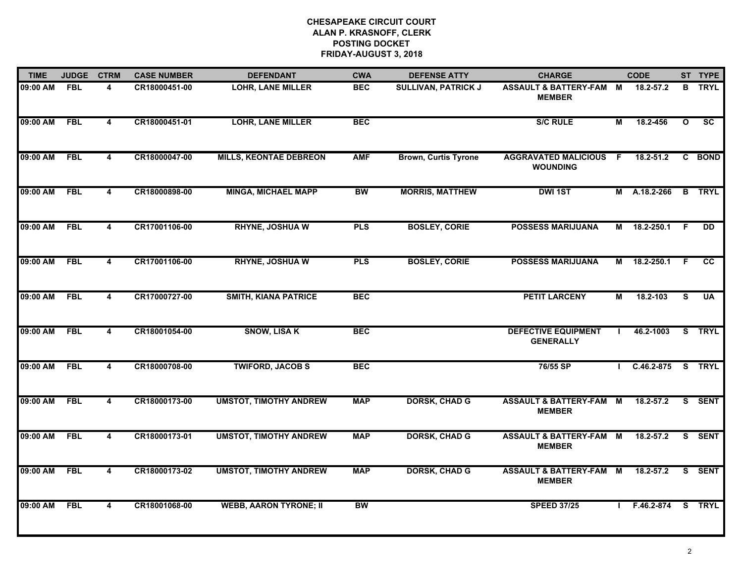**CHESAPEAKE CIRCUIT COURT**
**ALAN P. KRASNOFF, CLERK**
**POSTING DOCKET**
**FRIDAY-AUGUST 3, 2018**

| TIME | JUDGE | CTRM | CASE NUMBER | DEFENDANT | CWA | DEFENSE ATTY | CHARGE | | CODE | ST | TYPE |
|---|---|---|---|---|---|---|---|---|---|---|---|
| 09:00 AM | FBL | 4 | CR18000451-00 | LOHR, LANE MILLER | BEC | SULLIVAN, PATRICK J | ASSAULT & BATTERY-FAM MEMBER | M | 18.2-57.2 | B | TRYL |
| 09:00 AM | FBL | 4 | CR18000451-01 | LOHR, LANE MILLER | BEC | | S/C RULE | M | 18.2-456 | O | SC |
| 09:00 AM | FBL | 4 | CR18000047-00 | MILLS, KEONTAE DEBREON | AMF | Brown, Curtis Tyrone | AGGRAVATED MALICIOUS WOUNDING | F | 18.2-51.2 | C | BOND |
| 09:00 AM | FBL | 4 | CR18000898-00 | MINGA, MICHAEL MAPP | BW | MORRIS, MATTHEW | DWI 1ST | M | A.18.2-266 | B | TRYL |
| 09:00 AM | FBL | 4 | CR17001106-00 | RHYNE, JOSHUA W | PLS | BOSLEY, CORIE | POSSESS MARIJUANA | M | 18.2-250.1 | F | DD |
| 09:00 AM | FBL | 4 | CR17001106-00 | RHYNE, JOSHUA W | PLS | BOSLEY, CORIE | POSSESS MARIJUANA | M | 18.2-250.1 | F | CC |
| 09:00 AM | FBL | 4 | CR17000727-00 | SMITH, KIANA PATRICE | BEC | | PETIT LARCENY | M | 18.2-103 | S | UA |
| 09:00 AM | FBL | 4 | CR18001054-00 | SNOW, LISA K | BEC | | DEFECTIVE EQUIPMENT GENERALLY | I | 46.2-1003 | S | TRYL |
| 09:00 AM | FBL | 4 | CR18000708-00 | TWIFORD, JACOB S | BEC | | 76/55 SP | I | C.46.2-875 | S | TRYL |
| 09:00 AM | FBL | 4 | CR18000173-00 | UMSTOT, TIMOTHY ANDREW | MAP | DORSK, CHAD G | ASSAULT & BATTERY-FAM MEMBER | M | 18.2-57.2 | S | SENT |
| 09:00 AM | FBL | 4 | CR18000173-01 | UMSTOT, TIMOTHY ANDREW | MAP | DORSK, CHAD G | ASSAULT & BATTERY-FAM MEMBER | M | 18.2-57.2 | S | SENT |
| 09:00 AM | FBL | 4 | CR18000173-02 | UMSTOT, TIMOTHY ANDREW | MAP | DORSK, CHAD G | ASSAULT & BATTERY-FAM MEMBER | M | 18.2-57.2 | S | SENT |
| 09:00 AM | FBL | 4 | CR18001068-00 | WEBB, AARON TYRONE; II | BW | | SPEED 37/25 | I | F.46.2-874 | S | TRYL |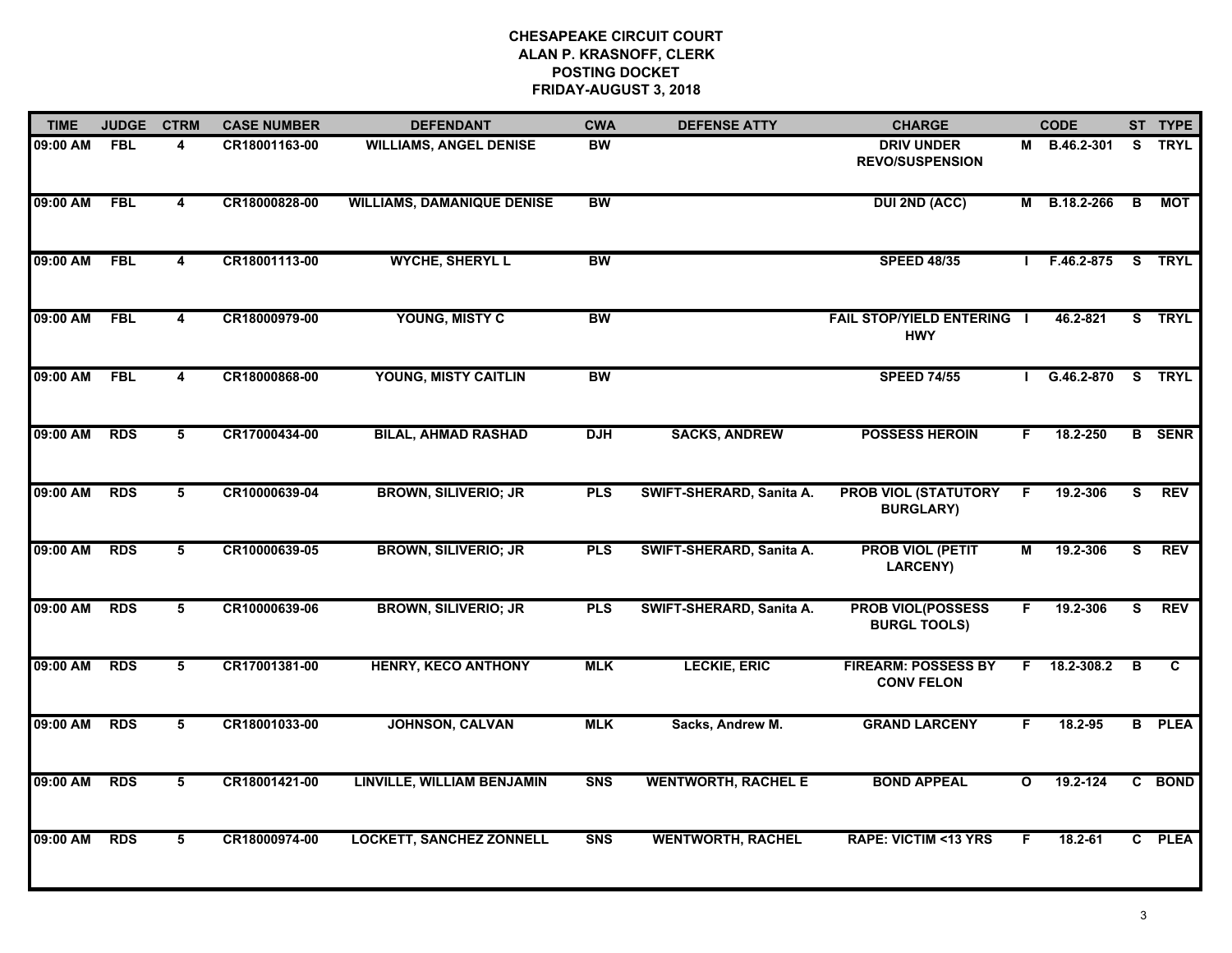**CHESAPEAKE CIRCUIT COURT**
**ALAN P. KRASNOFF, CLERK**
**POSTING DOCKET**
**FRIDAY-AUGUST 3, 2018**

| TIME | JUDGE | CTRM | CASE NUMBER | DEFENDANT | CWA | DEFENSE ATTY | CHARGE | | CODE | ST | TYPE |
|---|---|---|---|---|---|---|---|---|---|---|---|
| 09:00 AM | FBL | 4 | CR18001163-00 | WILLIAMS, ANGEL DENISE | BW | | DRIV UNDER REVO/SUSPENSION | M | B.46.2-301 | S | TRYL |
| 09:00 AM | FBL | 4 | CR18000828-00 | WILLIAMS, DAMANIQUE DENISE | BW | | DUI 2ND (ACC) | M | B.18.2-266 | B | MOT |
| 09:00 AM | FBL | 4 | CR18001113-00 | WYCHE, SHERYL L | BW | | SPEED 48/35 | I | F.46.2-875 | S | TRYL |
| 09:00 AM | FBL | 4 | CR18000979-00 | YOUNG, MISTY C | BW | | FAIL STOP/YIELD ENTERING HWY | I | 46.2-821 | S | TRYL |
| 09:00 AM | FBL | 4 | CR18000868-00 | YOUNG, MISTY CAITLIN | BW | | SPEED 74/55 | I | G.46.2-870 | S | TRYL |
| 09:00 AM | RDS | 5 | CR17000434-00 | BILAL, AHMAD RASHAD | DJH | SACKS, ANDREW | POSSESS HEROIN | F | 18.2-250 | B | SENR |
| 09:00 AM | RDS | 5 | CR10000639-04 | BROWN, SILIVERIO; JR | PLS | SWIFT-SHERARD, Sanita A. | PROB VIOL (STATUTORY BURGLARY) | F | 19.2-306 | S | REV |
| 09:00 AM | RDS | 5 | CR10000639-05 | BROWN, SILIVERIO; JR | PLS | SWIFT-SHERARD, Sanita A. | PROB VIOL (PETIT LARCENY) | M | 19.2-306 | S | REV |
| 09:00 AM | RDS | 5 | CR10000639-06 | BROWN, SILIVERIO; JR | PLS | SWIFT-SHERARD, Sanita A. | PROB VIOL(POSSESS BURGL TOOLS) | F | 19.2-306 | S | REV |
| 09:00 AM | RDS | 5 | CR17001381-00 | HENRY, KECO ANTHONY | MLK | LECKIE, ERIC | FIREARM: POSSESS BY CONV FELON | F | 18.2-308.2 | B | C |
| 09:00 AM | RDS | 5 | CR18001033-00 | JOHNSON, CALVAN | MLK | Sacks, Andrew M. | GRAND LARCENY | F | 18.2-95 | B | PLEA |
| 09:00 AM | RDS | 5 | CR18001421-00 | LINVILLE, WILLIAM BENJAMIN | SNS | WENTWORTH, RACHEL E | BOND APPEAL | O | 19.2-124 | C | BOND |
| 09:00 AM | RDS | 5 | CR18000974-00 | LOCKETT, SANCHEZ ZONNELL | SNS | WENTWORTH, RACHEL | RAPE: VICTIM <13 YRS | F | 18.2-61 | C | PLEA |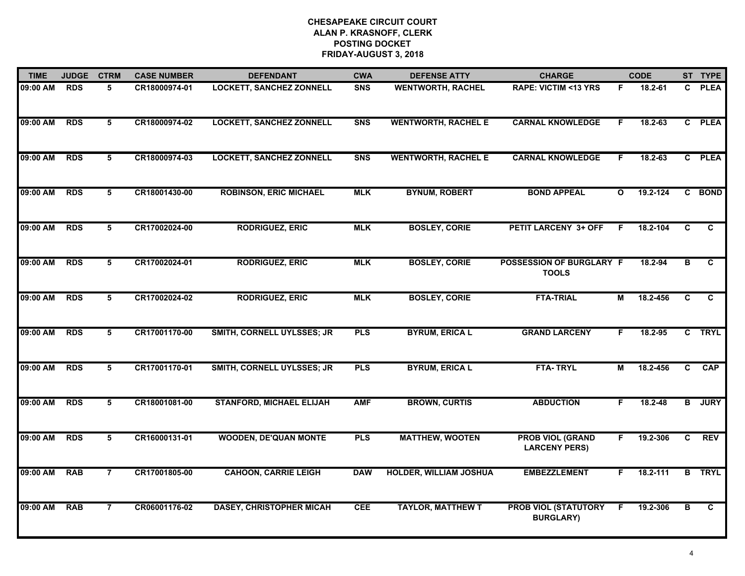# CHESAPEAKE CIRCUIT COURT
## ALAN P. KRASNOFF, CLERK
## POSTING DOCKET
## FRIDAY-AUGUST 3, 2018

| TIME | JUDGE | CTRM | CASE NUMBER | DEFENDANT | CWA | DEFENSE ATTY | CHARGE | | CODE | ST | TYPE |
|---|---|---|---|---|---|---|---|---|---|---|---|
| 09:00 AM | RDS | 5 | CR18000974-01 | LOCKETT, SANCHEZ ZONNELL | SNS | WENTWORTH, RACHEL | RAPE: VICTIM <13 YRS | F | 18.2-61 | C | PLEA |
| 09:00 AM | RDS | 5 | CR18000974-02 | LOCKETT, SANCHEZ ZONNELL | SNS | WENTWORTH, RACHEL E | CARNAL KNOWLEDGE | F | 18.2-63 | C | PLEA |
| 09:00 AM | RDS | 5 | CR18000974-03 | LOCKETT, SANCHEZ ZONNELL | SNS | WENTWORTH, RACHEL E | CARNAL KNOWLEDGE | F | 18.2-63 | C | PLEA |
| 09:00 AM | RDS | 5 | CR18001430-00 | ROBINSON, ERIC MICHAEL | MLK | BYNUM, ROBERT | BOND APPEAL | O | 19.2-124 | C | BOND |
| 09:00 AM | RDS | 5 | CR17002024-00 | RODRIGUEZ, ERIC | MLK | BOSLEY, CORIE | PETIT LARCENY 3+ OFF | F | 18.2-104 | C | C |
| 09:00 AM | RDS | 5 | CR17002024-01 | RODRIGUEZ, ERIC | MLK | BOSLEY, CORIE | POSSESSION OF BURGLARY TOOLS | F | 18.2-94 | B | C |
| 09:00 AM | RDS | 5 | CR17002024-02 | RODRIGUEZ, ERIC | MLK | BOSLEY, CORIE | FTA-TRIAL | M | 18.2-456 | C | C |
| 09:00 AM | RDS | 5 | CR17001170-00 | SMITH, CORNELL UYLSSES; JR | PLS | BYRUM, ERICA L | GRAND LARCENY | F | 18.2-95 | C | TRYL |
| 09:00 AM | RDS | 5 | CR17001170-01 | SMITH, CORNELL UYLSSES; JR | PLS | BYRUM, ERICA L | FTA- TRYL | M | 18.2-456 | C | CAP |
| 09:00 AM | RDS | 5 | CR18001081-00 | STANFORD, MICHAEL ELIJAH | AMF | BROWN, CURTIS | ABDUCTION | F | 18.2-48 | B | JURY |
| 09:00 AM | RDS | 5 | CR16000131-01 | WOODEN, DE'QUAN MONTE | PLS | MATTHEW, WOOTEN | PROB VIOL (GRAND LARCENY PERS) | F | 19.2-306 | C | REV |
| 09:00 AM | RAB | 7 | CR17001805-00 | CAHOON, CARRIE LEIGH | DAW | HOLDER, WILLIAM JOSHUA | EMBEZZLEMENT | F | 18.2-111 | B | TRYL |
| 09:00 AM | RAB | 7 | CR06001176-02 | DASEY, CHRISTOPHER MICAH | CEE | TAYLOR, MATTHEW T | PROB VIOL (STATUTORY BURGLARY) | F | 19.2-306 | B | C |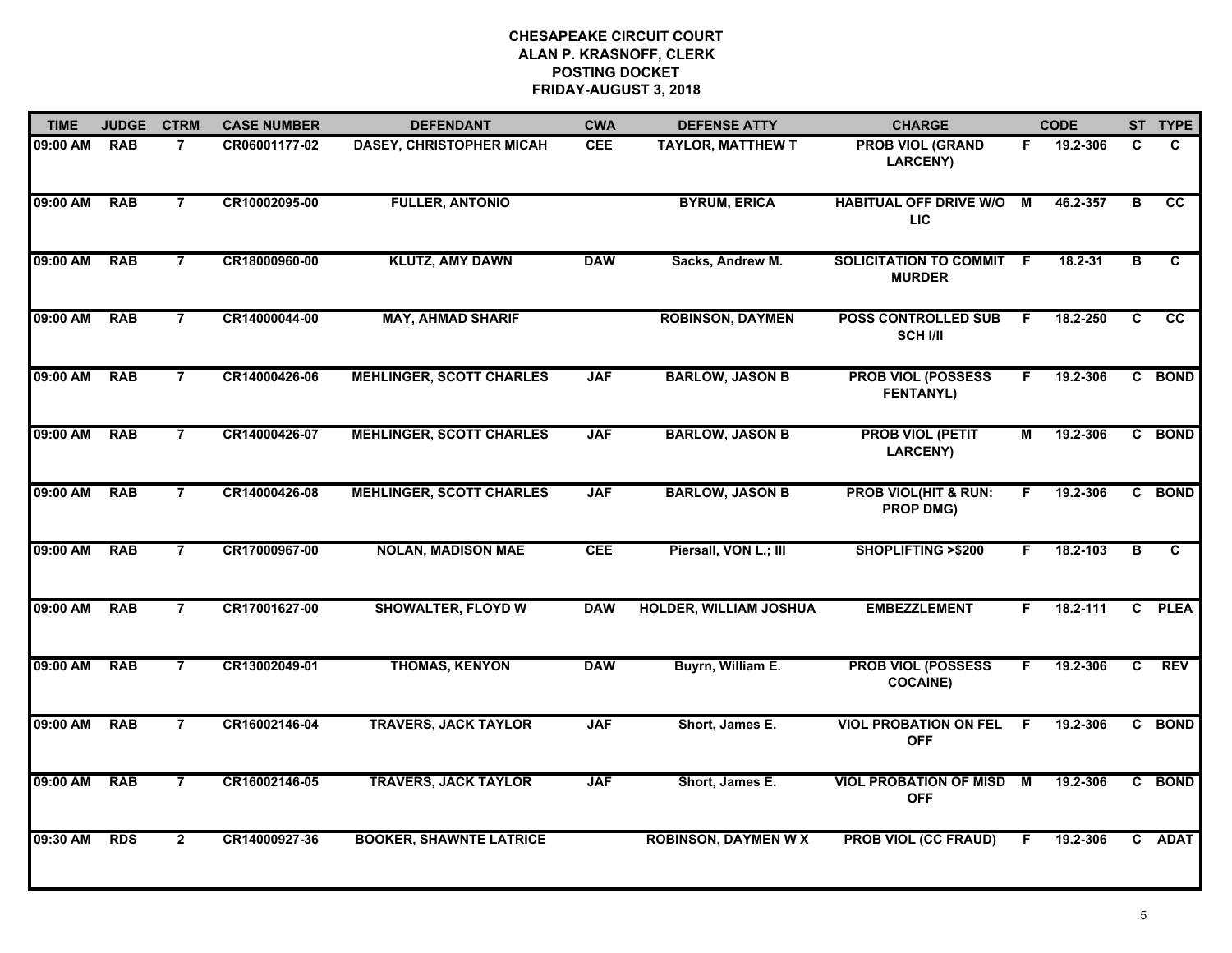# CHESAPEAKE CIRCUIT COURT
## ALAN P. KRASNOFF, CLERK
## POSTING DOCKET
## FRIDAY-AUGUST 3, 2018

| TIME | JUDGE | CTRM | CASE NUMBER | DEFENDANT | CWA | DEFENSE ATTY | CHARGE | | CODE | ST | TYPE |
|---|---|---|---|---|---|---|---|---|---|---|---|
| 09:00 AM | RAB | 7 | CR06001177-02 | DASEY, CHRISTOPHER MICAH | CEE | TAYLOR, MATTHEW T | PROB VIOL (GRAND LARCENY) | F | 19.2-306 | C | C |
| 09:00 AM | RAB | 7 | CR10002095-00 | FULLER, ANTONIO | | BYRUM, ERICA | HABITUAL OFF DRIVE W/O LIC | M | 46.2-357 | B | CC |
| 09:00 AM | RAB | 7 | CR18000960-00 | KLUTZ, AMY DAWN | DAW | Sacks, Andrew M. | SOLICITATION TO COMMIT MURDER | F | 18.2-31 | B | C |
| 09:00 AM | RAB | 7 | CR14000044-00 | MAY, AHMAD SHARIF | | ROBINSON, DAYMEN | POSS CONTROLLED SUB SCH I/II | F | 18.2-250 | C | CC |
| 09:00 AM | RAB | 7 | CR14000426-06 | MEHLINGER, SCOTT CHARLES | JAF | BARLOW, JASON B | PROB VIOL (POSSESS FENTANYL) | F | 19.2-306 | C | BOND |
| 09:00 AM | RAB | 7 | CR14000426-07 | MEHLINGER, SCOTT CHARLES | JAF | BARLOW, JASON B | PROB VIOL (PETIT LARCENY) | M | 19.2-306 | C | BOND |
| 09:00 AM | RAB | 7 | CR14000426-08 | MEHLINGER, SCOTT CHARLES | JAF | BARLOW, JASON B | PROB VIOL(HIT & RUN: PROP DMG) | F | 19.2-306 | C | BOND |
| 09:00 AM | RAB | 7 | CR17000967-00 | NOLAN, MADISON MAE | CEE | Piersall, VON L.; III | SHOPLIFTING >$200 | F | 18.2-103 | B | C |
| 09:00 AM | RAB | 7 | CR17001627-00 | SHOWALTER, FLOYD W | DAW | HOLDER, WILLIAM JOSHUA | EMBEZZLEMENT | F | 18.2-111 | C | PLEA |
| 09:00 AM | RAB | 7 | CR13002049-01 | THOMAS, KENYON | DAW | Buyrn, William E. | PROB VIOL (POSSESS COCAINE) | F | 19.2-306 | C | REV |
| 09:00 AM | RAB | 7 | CR16002146-04 | TRAVERS, JACK TAYLOR | JAF | Short, James E. | VIOL PROBATION ON FEL OFF | F | 19.2-306 | C | BOND |
| 09:00 AM | RAB | 7 | CR16002146-05 | TRAVERS, JACK TAYLOR | JAF | Short, James E. | VIOL PROBATION OF MISD OFF | M | 19.2-306 | C | BOND |
| 09:30 AM | RDS | 2 | CR14000927-36 | BOOKER, SHAWNTE LATRICE | | ROBINSON, DAYMEN W X | PROB VIOL (CC FRAUD) | F | 19.2-306 | C | ADAT |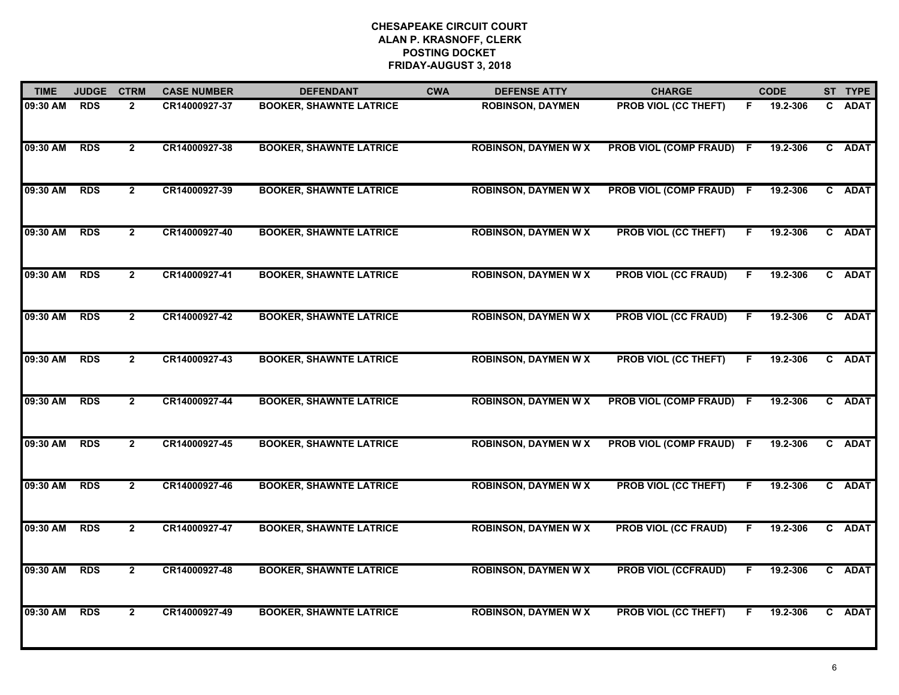**CHESAPEAKE CIRCUIT COURT**
**ALAN P. KRASNOFF, CLERK**
**POSTING DOCKET**
**FRIDAY-AUGUST 3, 2018**

| TIME | JUDGE | CTRM | CASE NUMBER | DEFENDANT | CWA | DEFENSE ATTY | CHARGE | | CODE | ST | TYPE |
|---|---|---|---|---|---|---|---|---|---|---|---|
| 09:30 AM | RDS | 2 | CR14000927-37 | BOOKER, SHAWNTE LATRICE | | ROBINSON, DAYMEN | PROB VIOL (CC THEFT) | F | 19.2-306 | C | ADAT |
| 09:30 AM | RDS | 2 | CR14000927-38 | BOOKER, SHAWNTE LATRICE | | ROBINSON, DAYMEN W X | PROB VIOL (COMP FRAUD) | F | 19.2-306 | C | ADAT |
| 09:30 AM | RDS | 2 | CR14000927-39 | BOOKER, SHAWNTE LATRICE | | ROBINSON, DAYMEN W X | PROB VIOL (COMP FRAUD) | F | 19.2-306 | C | ADAT |
| 09:30 AM | RDS | 2 | CR14000927-40 | BOOKER, SHAWNTE LATRICE | | ROBINSON, DAYMEN W X | PROB VIOL (CC THEFT) | F | 19.2-306 | C | ADAT |
| 09:30 AM | RDS | 2 | CR14000927-41 | BOOKER, SHAWNTE LATRICE | | ROBINSON, DAYMEN W X | PROB VIOL (CC FRAUD) | F | 19.2-306 | C | ADAT |
| 09:30 AM | RDS | 2 | CR14000927-42 | BOOKER, SHAWNTE LATRICE | | ROBINSON, DAYMEN W X | PROB VIOL (CC FRAUD) | F | 19.2-306 | C | ADAT |
| 09:30 AM | RDS | 2 | CR14000927-43 | BOOKER, SHAWNTE LATRICE | | ROBINSON, DAYMEN W X | PROB VIOL (CC THEFT) | F | 19.2-306 | C | ADAT |
| 09:30 AM | RDS | 2 | CR14000927-44 | BOOKER, SHAWNTE LATRICE | | ROBINSON, DAYMEN W X | PROB VIOL (COMP FRAUD) | F | 19.2-306 | C | ADAT |
| 09:30 AM | RDS | 2 | CR14000927-45 | BOOKER, SHAWNTE LATRICE | | ROBINSON, DAYMEN W X | PROB VIOL (COMP FRAUD) | F | 19.2-306 | C | ADAT |
| 09:30 AM | RDS | 2 | CR14000927-46 | BOOKER, SHAWNTE LATRICE | | ROBINSON, DAYMEN W X | PROB VIOL (CC THEFT) | F | 19.2-306 | C | ADAT |
| 09:30 AM | RDS | 2 | CR14000927-47 | BOOKER, SHAWNTE LATRICE | | ROBINSON, DAYMEN W X | PROB VIOL (CC FRAUD) | F | 19.2-306 | C | ADAT |
| 09:30 AM | RDS | 2 | CR14000927-48 | BOOKER, SHAWNTE LATRICE | | ROBINSON, DAYMEN W X | PROB VIOL (CCFRAUD) | F | 19.2-306 | C | ADAT |
| 09:30 AM | RDS | 2 | CR14000927-49 | BOOKER, SHAWNTE LATRICE | | ROBINSON, DAYMEN W X | PROB VIOL (CC THEFT) | F | 19.2-306 | C | ADAT |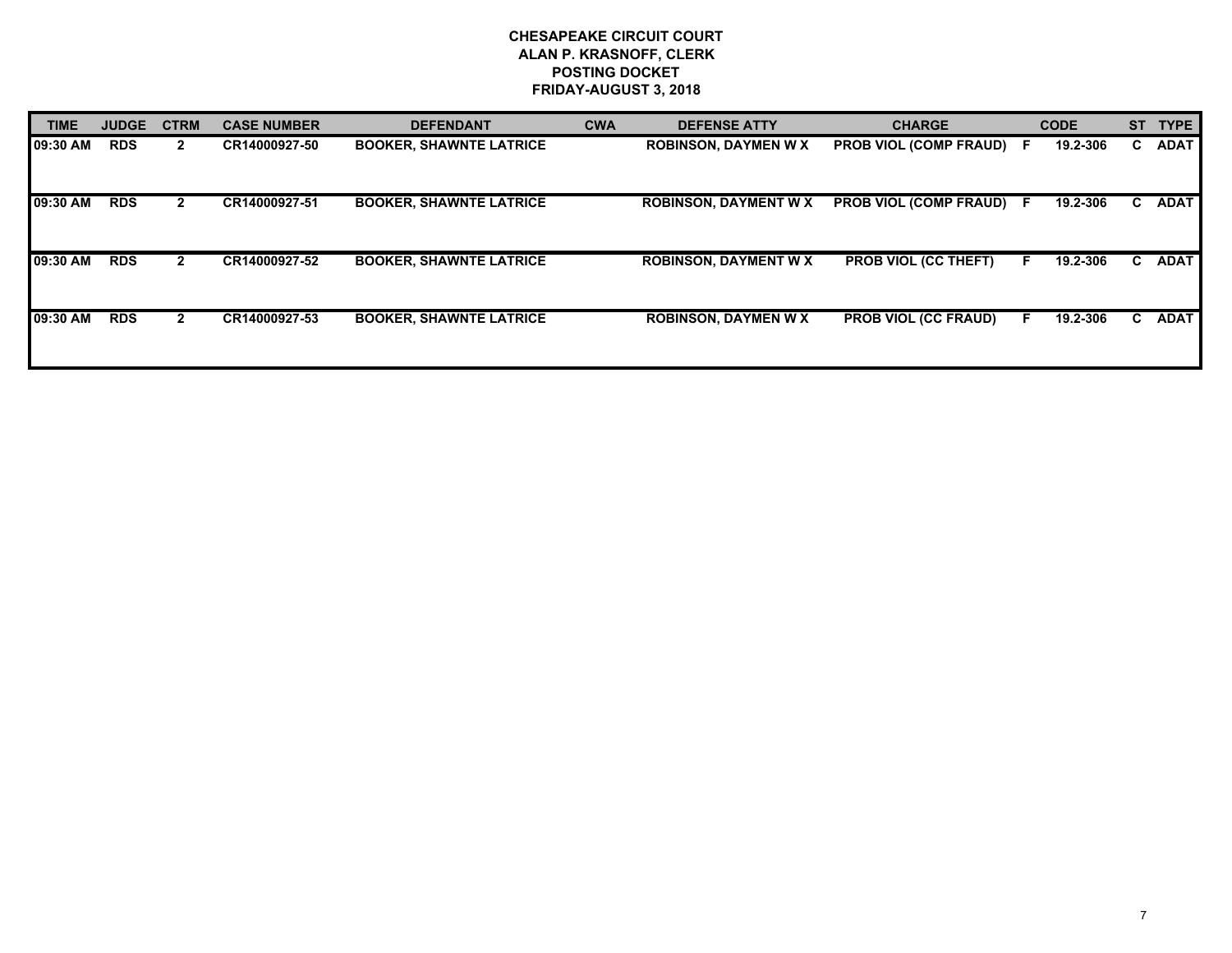**CHESAPEAKE CIRCUIT COURT**
**ALAN P. KRASNOFF, CLERK**
**POSTING DOCKET**
**FRIDAY-AUGUST 3, 2018**

| TIME | JUDGE | CTRM | CASE NUMBER | DEFENDANT | CWA | DEFENSE ATTY | CHARGE | | CODE | ST | TYPE |
|---|---|---|---|---|---|---|---|---|---|---|---|
| 09:30 AM | RDS | 2 | CR14000927-50 | BOOKER, SHAWNTE LATRICE | | ROBINSON, DAYMEN W X | PROB VIOL (COMP FRAUD) | F | 19.2-306 | C | ADAT |
| 09:30 AM | RDS | 2 | CR14000927-51 | BOOKER, SHAWNTE LATRICE | | ROBINSON, DAYMENT W X | PROB VIOL (COMP FRAUD) | F | 19.2-306 | C | ADAT |
| 09:30 AM | RDS | 2 | CR14000927-52 | BOOKER, SHAWNTE LATRICE | | ROBINSON, DAYMENT W X | PROB VIOL (CC THEFT) | F | 19.2-306 | C | ADAT |
| 09:30 AM | RDS | 2 | CR14000927-53 | BOOKER, SHAWNTE LATRICE | | ROBINSON, DAYMEN W X | PROB VIOL (CC FRAUD) | F | 19.2-306 | C | ADAT |